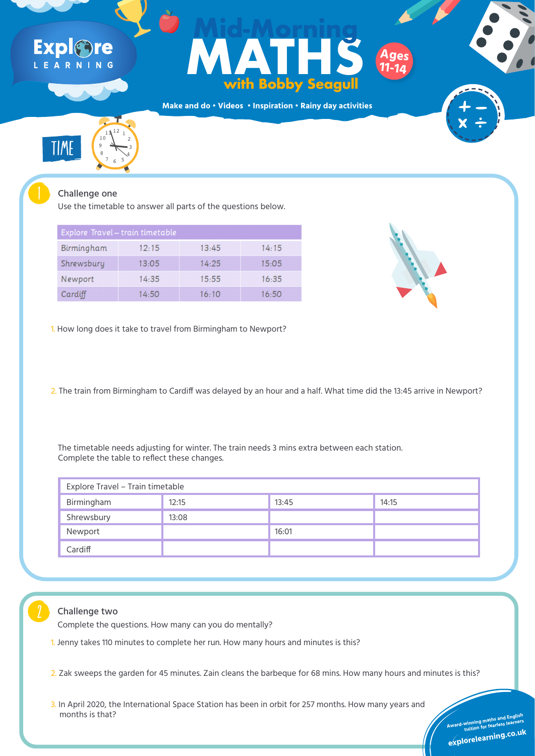# Mid-Morning MATHS with Bobby Seagull

Ages 11-14

Make and do • Videos • Inspiration • Rainy day activities

## TIME

### Challenge one

Use the timetable to answer all parts of the questions below.

| Explore Travel – train timetable | | | |
|---|---|---|---|
| Birmingham | 12:15 | 13:45 | 14:15 |
| Shrewsbury | 13:05 | 14:25 | 15:05 |
| Newport | 14:35 | 15:55 | 16:35 |
| Cardiff | 14:50 | 16:10 | 16:50 |

1. How long does it take to travel from Birmingham to Newport?

2. The train from Birmingham to Cardiff was delayed by an hour and a half. What time did the 13:45 arrive in Newport?

The timetable needs adjusting for winter. The train needs 3 mins extra between each station. Complete the table to reflect these changes.

| Explore Travel – Train timetable | | | |
|---|---|---|---|
| Birmingham | 12:15 | 13:45 | 14:15 |
| Shrewsbury | 13:08 | | |
| Newport | | 16:01 | |
| Cardiff | | | |

### Challenge two

Complete the questions. How many can you do mentally?

1. Jenny takes 110 minutes to complete her run. How many hours and minutes is this?

2. Zak sweeps the garden for 45 minutes. Zain cleans the barbeque for 68 mins. How many hours and minutes is this?

3. In April 2020, the International Space Station has been in orbit for 257 months. How many years and months is that?

Award-winning maths and English tuition for fearless learners

explorelearning.co.uk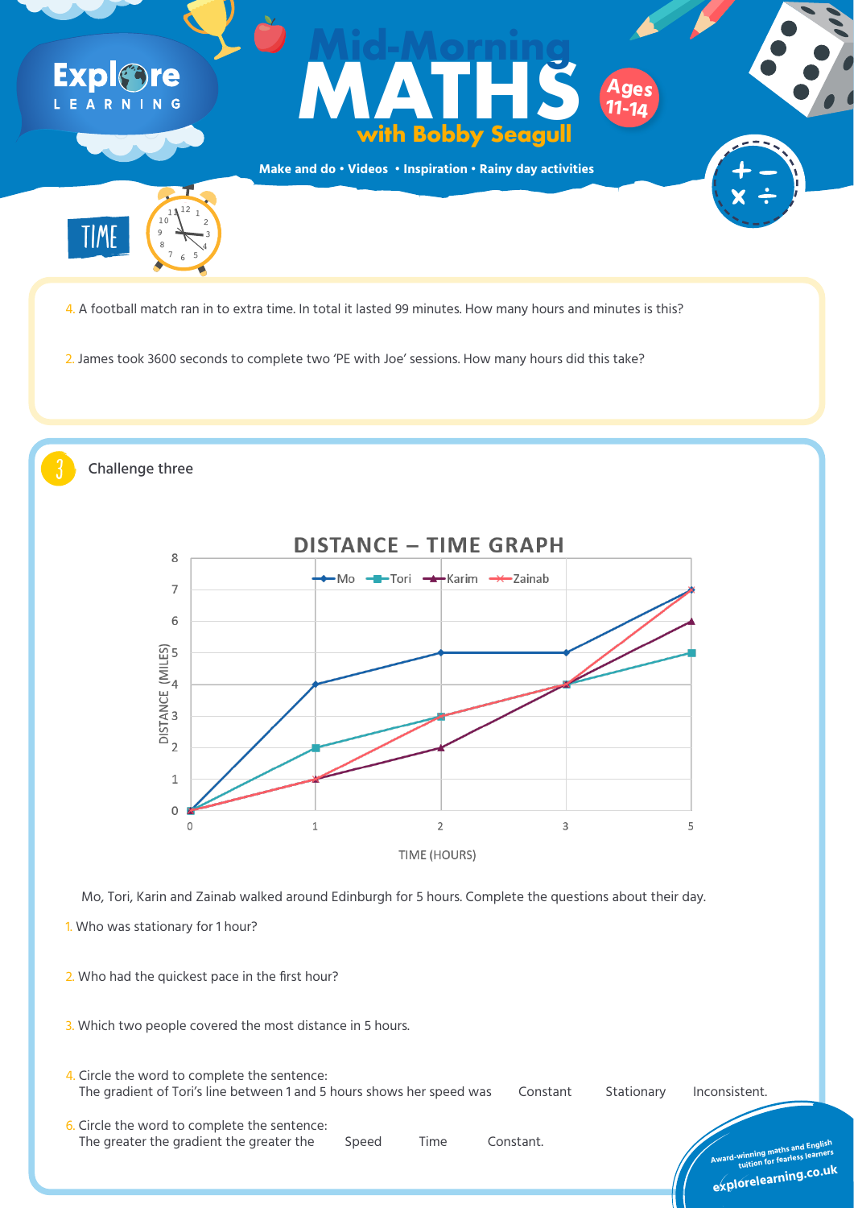# Mid-Morning MATHS with Bobby Seagull

Ages 11-14

Make and do • Videos • Inspiration • Rainy day activities

TIME

4. A football match ran in to extra time. In total it lasted 99 minutes. How many hours and minutes is this?

2. James took 3600 seconds to complete two 'PE with Joe' sessions. How many hours did this take?

## 3 Challenge three

DISTANCE – TIME GRAPH

Mo, Tori, Karim, Zainab

DISTANCE (MILES)

0, 1, 2, 3, 4, 5, 6, 7, 8

TIME (HOURS)

0, 1, 2, 3, 5

Mo, Tori, Karin and Zainab walked around Edinburgh for 5 hours. Complete the questions about their day.

1. Who was stationary for 1 hour?

2. Who had the quickest pace in the first hour?

3. Which two people covered the most distance in 5 hours.

4. Circle the word to complete the sentence:
   The gradient of Tori's line between 1 and 5 hours shows her speed was Constant Stationary Inconsistent.

6. Circle the word to complete the sentence:
   The greater the gradient the greater the Speed Time Constant.

Award-winning maths and English tuition for fearless learners

explorelearning.co.uk